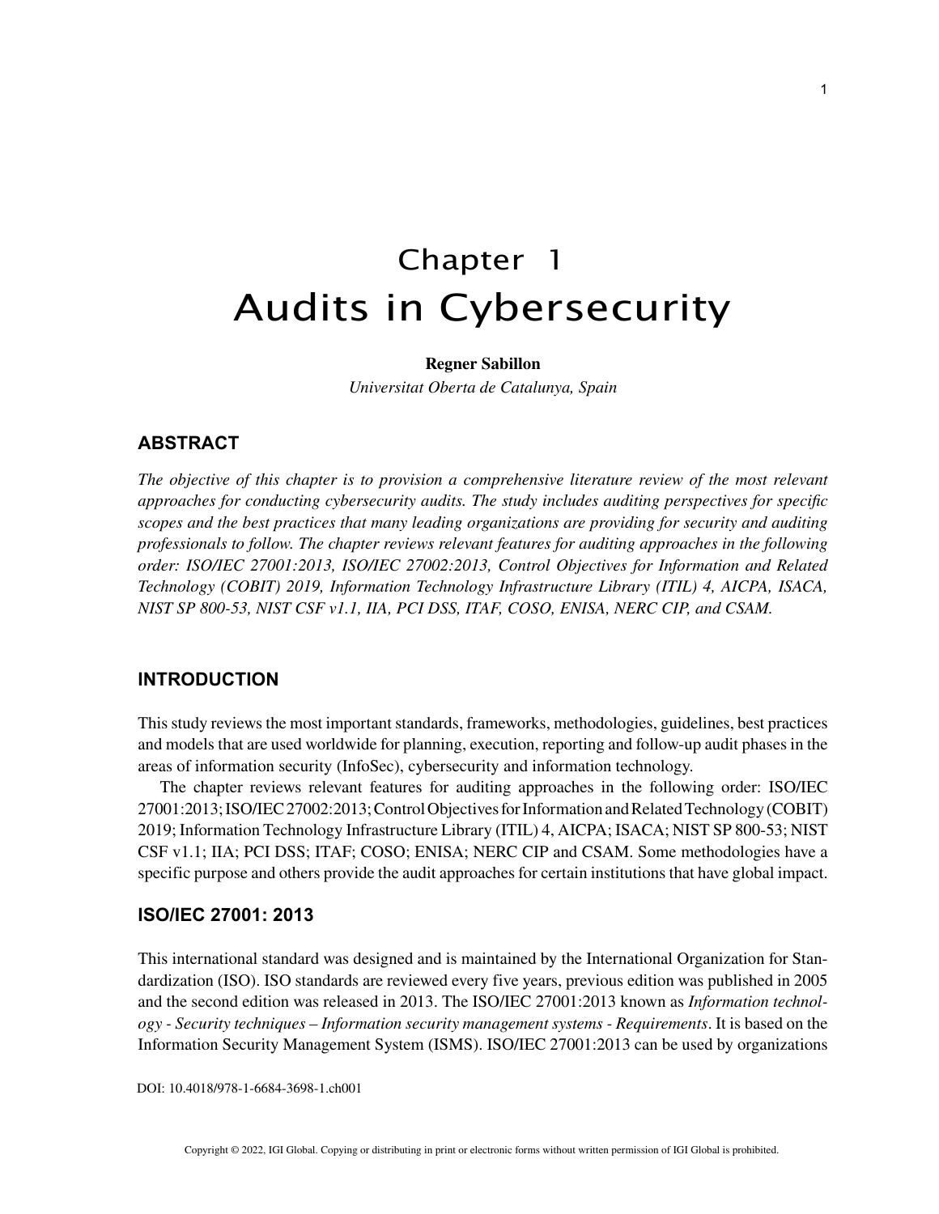# Chapter 1
# Audits in Cybersecurity

**Regner Sabillon**

*Universitat Oberta de Catalunya, Spain*

## ABSTRACT

*The objective of this chapter is to provision a comprehensive literature review of the most relevant approaches for conducting cybersecurity audits. The study includes auditing perspectives for specific scopes and the best practices that many leading organizations are providing for security and auditing professionals to follow. The chapter reviews relevant features for auditing approaches in the following order: ISO/IEC 27001:2013, ISO/IEC 27002:2013, Control Objectives for Information and Related Technology (COBIT) 2019, Information Technology Infrastructure Library (ITIL) 4, AICPA, ISACA, NIST SP 800-53, NIST CSF v1.1, IIA, PCI DSS, ITAF, COSO, ENISA, NERC CIP, and CSAM.*

## INTRODUCTION

This study reviews the most important standards, frameworks, methodologies, guidelines, best practices and models that are used worldwide for planning, execution, reporting and follow-up audit phases in the areas of information security (InfoSec), cybersecurity and information technology.

The chapter reviews relevant features for auditing approaches in the following order: ISO/IEC 27001:2013; ISO/IEC 27002:2013; Control Objectives for Information and Related Technology (COBIT) 2019; Information Technology Infrastructure Library (ITIL) 4, AICPA; ISACA; NIST SP 800-53; NIST CSF v1.1; IIA; PCI DSS; ITAF; COSO; ENISA; NERC CIP and CSAM. Some methodologies have a specific purpose and others provide the audit approaches for certain institutions that have global impact.

## ISO/IEC 27001: 2013

This international standard was designed and is maintained by the International Organization for Standardization (ISO). ISO standards are reviewed every five years, previous edition was published in 2005 and the second edition was released in 2013. The ISO/IEC 27001:2013 known as *Information technology - Security techniques – Information security management systems - Requirements*. It is based on the Information Security Management System (ISMS). ISO/IEC 27001:2013 can be used by organizations

DOI: 10.4018/978-1-6684-3698-1.ch001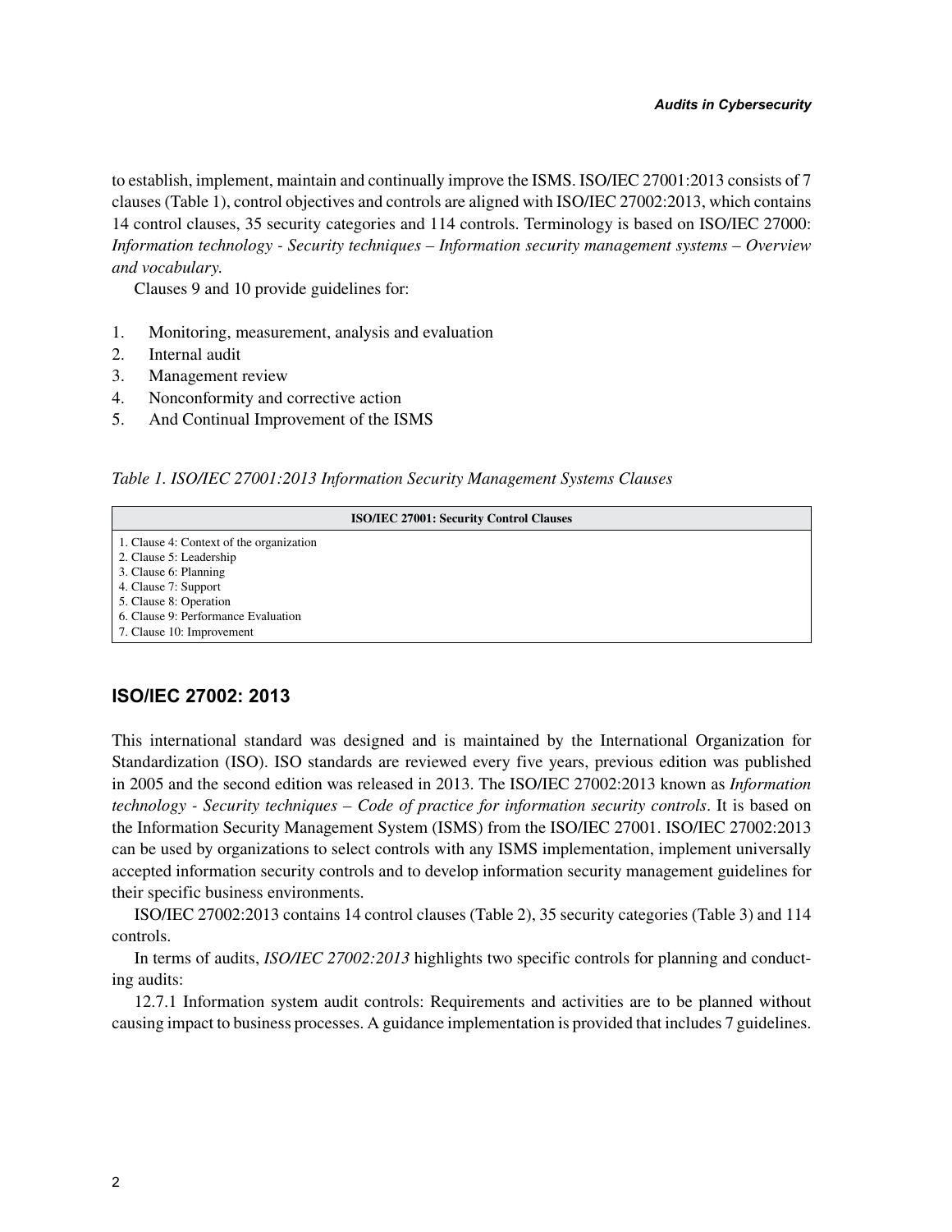to establish, implement, maintain and continually improve the ISMS. ISO/IEC 27001:2013 consists of 7 clauses (Table 1), control objectives and controls are aligned with ISO/IEC 27002:2013, which contains 14 control clauses, 35 security categories and 114 controls. Terminology is based on ISO/IEC 27000: *Information technology - Security techniques – Information security management systems – Overview and vocabulary.*

Clauses 9 and 10 provide guidelines for:

1. Monitoring, measurement, analysis and evaluation
2. Internal audit
3. Management review
4. Nonconformity and corrective action
5. And Continual Improvement of the ISMS

*Table 1. ISO/IEC 27001:2013 Information Security Management Systems Clauses*

| ISO/IEC 27001: Security Control Clauses |
| --- |
| 1. Clause 4: Context of the organization<br>2. Clause 5: Leadership<br>3. Clause 6: Planning<br>4. Clause 7: Support<br>5. Clause 8: Operation<br>6. Clause 9: Performance Evaluation<br>7. Clause 10: Improvement |

## ISO/IEC 27002: 2013

This international standard was designed and is maintained by the International Organization for Standardization (ISO). ISO standards are reviewed every five years, previous edition was published in 2005 and the second edition was released in 2013. The ISO/IEC 27002:2013 known as *Information technology - Security techniques – Code of practice for information security controls*. It is based on the Information Security Management System (ISMS) from the ISO/IEC 27001. ISO/IEC 27002:2013 can be used by organizations to select controls with any ISMS implementation, implement universally accepted information security controls and to develop information security management guidelines for their specific business environments.

ISO/IEC 27002:2013 contains 14 control clauses (Table 2), 35 security categories (Table 3) and 114 controls.

In terms of audits, *ISO/IEC 27002:2013* highlights two specific controls for planning and conducting audits:

12.7.1 Information system audit controls: Requirements and activities are to be planned without causing impact to business processes. A guidance implementation is provided that includes 7 guidelines.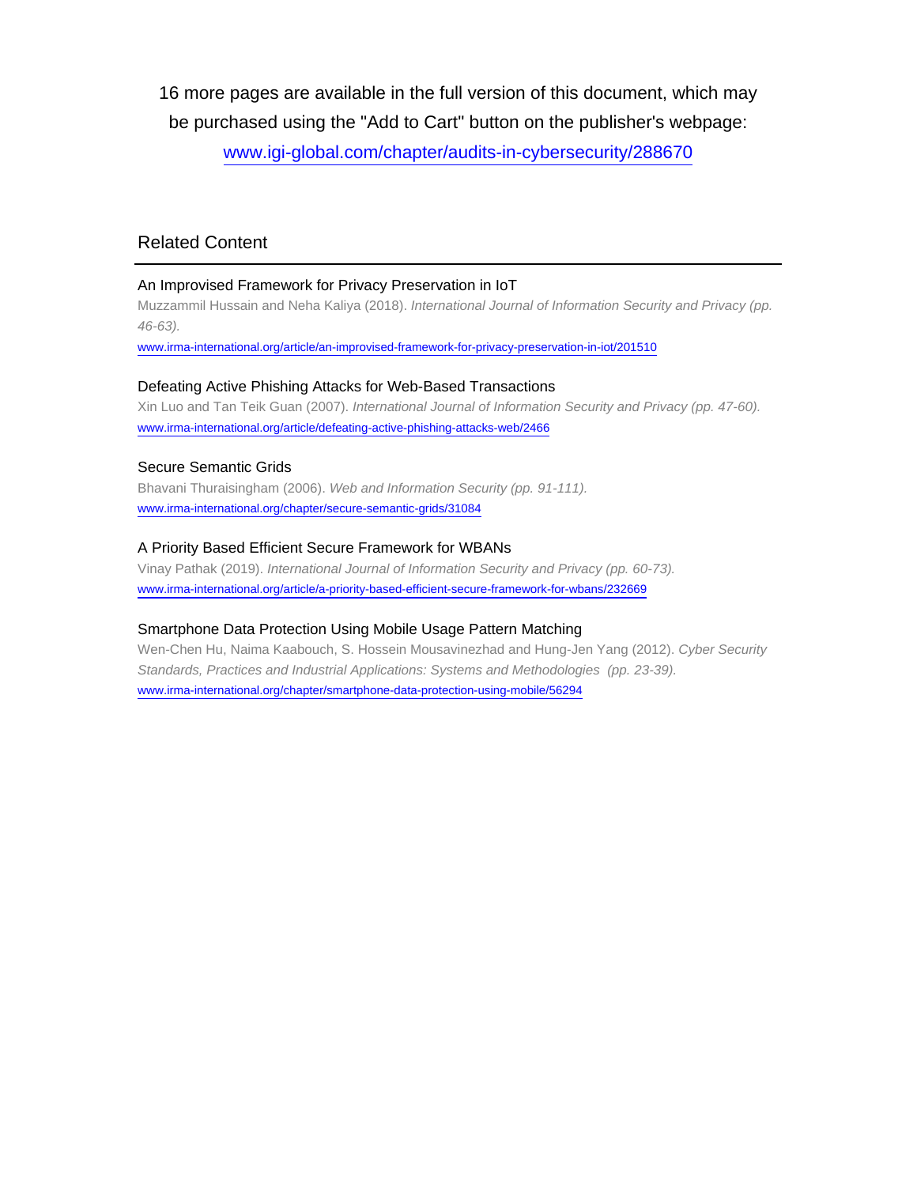16 more pages are available in the full version of this document, which may be purchased using the "Add to Cart" button on the publisher's webpage: [www.igi-global.com/chapter/audits-in-cybersecurity/288670](http://www.igi-global.com/chapter/audits-in-cybersecurity/288670)

## Related Content

**An Improvised Framework for Privacy Preservation in IoT**
Muzzammil Hussain and Neha Kaliya (2018). *International Journal of Information Security and Privacy (pp. 46-63).*
[www.irma-international.org/article/an-improvised-framework-for-privacy-preservation-in-iot/201510](http://www.irma-international.org/article/an-improvised-framework-for-privacy-preservation-in-iot/201510)

**Defeating Active Phishing Attacks for Web-Based Transactions**
Xin Luo and Tan Teik Guan (2007). *International Journal of Information Security and Privacy (pp. 47-60).*
[www.irma-international.org/article/defeating-active-phishing-attacks-web/2466](http://www.irma-international.org/article/defeating-active-phishing-attacks-web/2466)

**Secure Semantic Grids**
Bhavani Thuraisingham (2006). *Web and Information Security (pp. 91-111).*
[www.irma-international.org/chapter/secure-semantic-grids/31084](http://www.irma-international.org/chapter/secure-semantic-grids/31084)

**A Priority Based Efficient Secure Framework for WBANs**
Vinay Pathak (2019). *International Journal of Information Security and Privacy (pp. 60-73).*
[www.irma-international.org/article/a-priority-based-efficient-secure-framework-for-wbans/232669](http://www.irma-international.org/article/a-priority-based-efficient-secure-framework-for-wbans/232669)

**Smartphone Data Protection Using Mobile Usage Pattern Matching**
Wen-Chen Hu, Naima Kaabouch, S. Hossein Mousavinezhad and Hung-Jen Yang (2012). *Cyber Security Standards, Practices and Industrial Applications: Systems and Methodologies (pp. 23-39).*
[www.irma-international.org/chapter/smartphone-data-protection-using-mobile/56294](http://www.irma-international.org/chapter/smartphone-data-protection-using-mobile/56294)